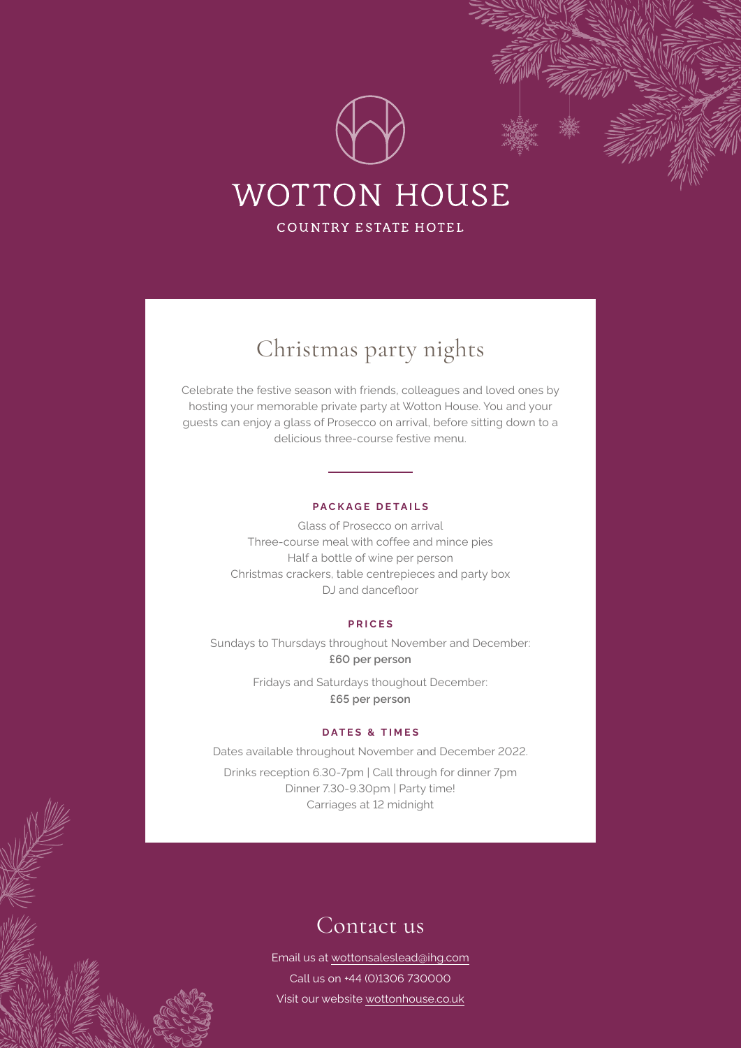# WOTTON HOUSE

COUNTRY ESTATE HOTEL

## Christmas party nights

Celebrate the festive season with friends, colleagues and loved ones by hosting your memorable private party at Wotton House. You and your guests can enjoy a glass of Prosecco on arrival, before sitting down to a delicious three-course festive menu.

### PACKAGE DETAILS

Glass of Prosecco on arrival
Three-course meal with coffee and mince pies
Half a bottle of wine per person
Christmas crackers, table centrepieces and party box
DJ and dancefloor

### PRICES

Sundays to Thursdays throughout November and December:
**£60 per person**

Fridays and Saturdays thoughout December:
**£65 per person**

### DATES & TIMES

Dates available throughout November and December 2022.

Drinks reception 6.30-7pm | Call through for dinner 7pm
Dinner 7.30-9.30pm | Party time!
Carriages at 12 midnight

## Contact us

Email us at wottonsaleslead@ihg.com
Call us on +44 (0)1306 730000
Visit our website wottonhouse.co.uk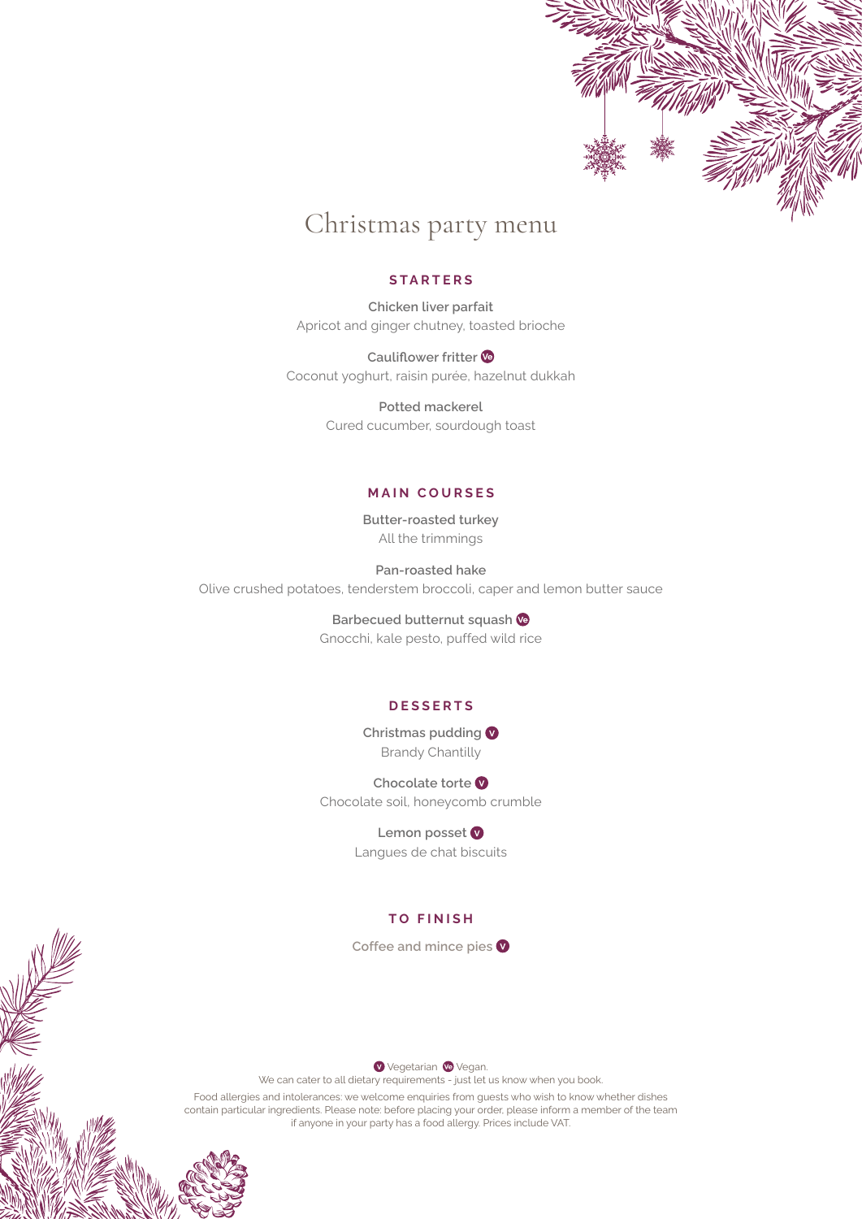# Christmas party menu

## STARTERS

**Chicken liver parfait**
Apricot and ginger chutney, toasted brioche

**Cauliflower fritter** (Ve)
Coconut yoghurt, raisin purée, hazelnut dukkah

**Potted mackerel**
Cured cucumber, sourdough toast

## MAIN COURSES

**Butter-roasted turkey**
All the trimmings

**Pan-roasted hake**
Olive crushed potatoes, tenderstem broccoli, caper and lemon butter sauce

**Barbecued butternut squash** (Ve)
Gnocchi, kale pesto, puffed wild rice

## DESSERTS

**Christmas pudding** (V)
Brandy Chantilly

**Chocolate torte** (V)
Chocolate soil, honeycomb crumble

**Lemon posset** (V)
Langues de chat biscuits

## TO FINISH

**Coffee and mince pies** (V)

(V) Vegetarian (Ve) Vegan.
We can cater to all dietary requirements - just let us know when you book.

Food allergies and intolerances: we welcome enquiries from guests who wish to know whether dishes contain particular ingredients. Please note: before placing your order, please inform a member of the team if anyone in your party has a food allergy. Prices include VAT.